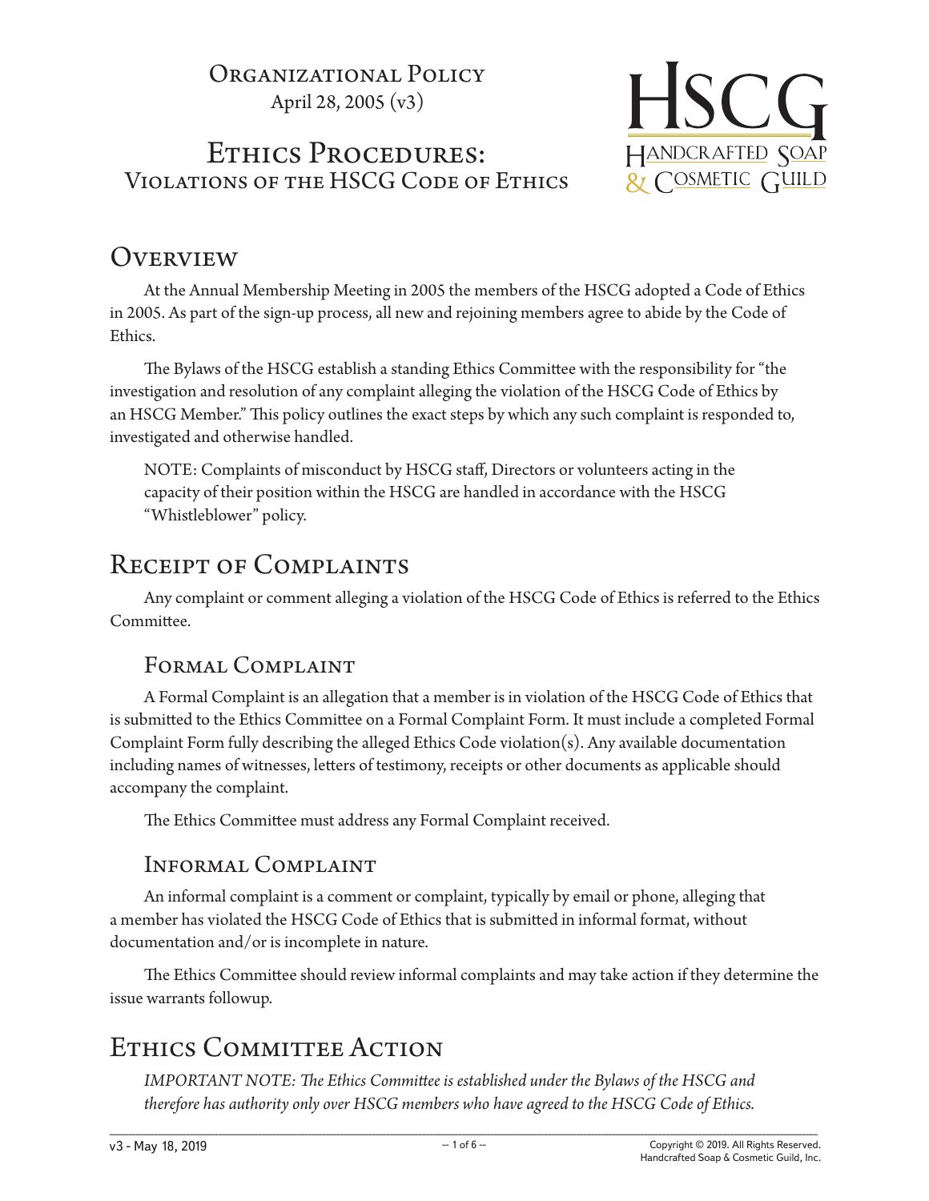Organizational Policy

April 28, 2005 (v3)

# Ethics Procedures: Violations of the HSCG Code of Ethics

## Overview

At the Annual Membership Meeting in 2005 the members of the HSCG adopted a Code of Ethics in 2005. As part of the sign-up process, all new and rejoining members agree to abide by the Code of Ethics.

The Bylaws of the HSCG establish a standing Ethics Committee with the responsibility for "the investigation and resolution of any complaint alleging the violation of the HSCG Code of Ethics by an HSCG Member." This policy outlines the exact steps by which any such complaint is responded to, investigated and otherwise handled.

> NOTE: Complaints of misconduct by HSCG staff, Directors or volunteers acting in the capacity of their position within the HSCG are handled in accordance with the HSCG "Whistleblower" policy.

## Receipt of Complaints

Any complaint or comment alleging a violation of the HSCG Code of Ethics is referred to the Ethics Committee.

### Formal Complaint

A Formal Complaint is an allegation that a member is in violation of the HSCG Code of Ethics that is submitted to the Ethics Committee on a Formal Complaint Form. It must include a completed Formal Complaint Form fully describing the alleged Ethics Code violation(s). Any available documentation including names of witnesses, letters of testimony, receipts or other documents as applicable should accompany the complaint.

The Ethics Committee must address any Formal Complaint received.

### Informal Complaint

An informal complaint is a comment or complaint, typically by email or phone, alleging that a member has violated the HSCG Code of Ethics that is submitted in informal format, without documentation and/or is incomplete in nature.

The Ethics Committee should review informal complaints and may take action if they determine the issue warrants followup.

## Ethics Committee Action

> *IMPORTANT NOTE: The Ethics Committee is established under the Bylaws of the HSCG and therefore has authority only over HSCG members who have agreed to the HSCG Code of Ethics.*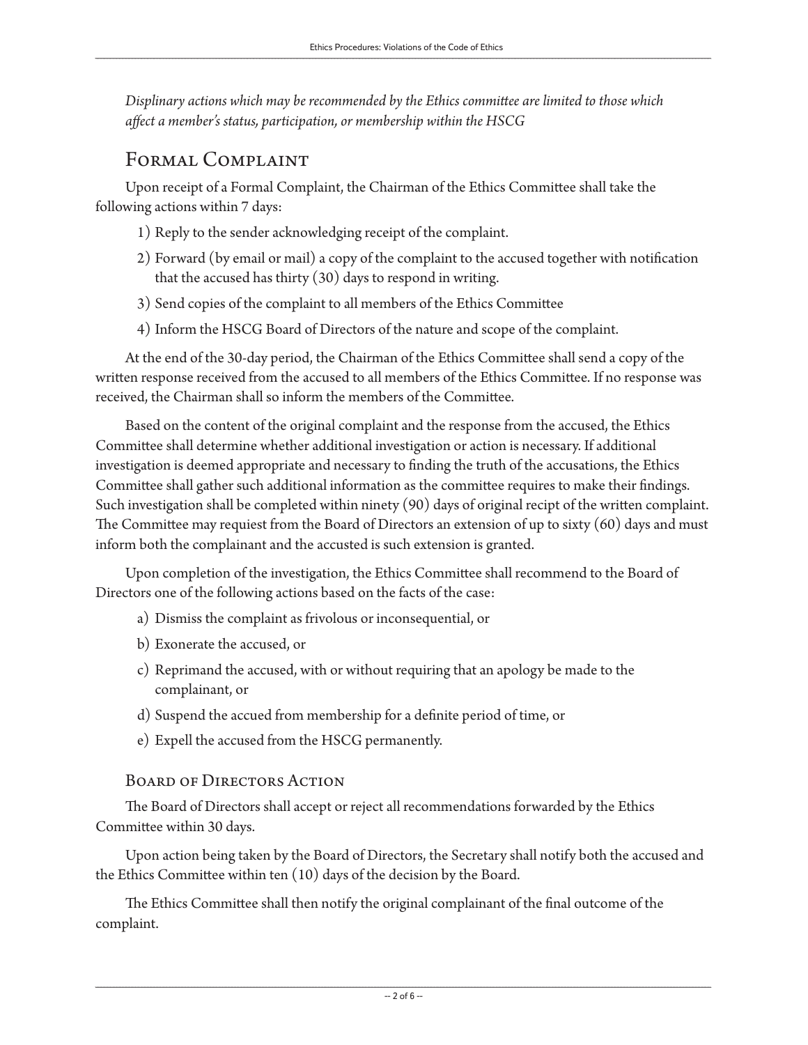*Displinary actions which may be recommended by the Ethics committee are limited to those which affect a member's status, participation, or membership within the HSCG*

## Formal Complaint

Upon receipt of a Formal Complaint, the Chairman of the Ethics Committee shall take the following actions within 7 days:

1) Reply to the sender acknowledging receipt of the complaint.
2) Forward (by email or mail) a copy of the complaint to the accused together with notification that the accused has thirty (30) days to respond in writing.
3) Send copies of the complaint to all members of the Ethics Committee
4) Inform the HSCG Board of Directors of the nature and scope of the complaint.

At the end of the 30-day period, the Chairman of the Ethics Committee shall send a copy of the written response received from the accused to all members of the Ethics Committee. If no response was received, the Chairman shall so inform the members of the Committee.

Based on the content of the original complaint and the response from the accused, the Ethics Committee shall determine whether additional investigation or action is necessary. If additional investigation is deemed appropriate and necessary to finding the truth of the accusations, the Ethics Committee shall gather such additional information as the committee requires to make their findings. Such investigation shall be completed within ninety (90) days of original recipt of the written complaint. The Committee may requiest from the Board of Directors an extension of up to sixty (60) days and must inform both the complainant and the accusted is such extension is granted.

Upon completion of the investigation, the Ethics Committee shall recommend to the Board of Directors one of the following actions based on the facts of the case:

a) Dismiss the complaint as frivolous or inconsequential, or
b) Exonerate the accused, or
c) Reprimand the accused, with or without requiring that an apology be made to the complainant, or
d) Suspend the accued from membership for a definite period of time, or
e) Expell the accused from the HSCG permanently.

### Board of Directors Action

The Board of Directors shall accept or reject all recommendations forwarded by the Ethics Committee within 30 days.

Upon action being taken by the Board of Directors, the Secretary shall notify both the accused and the Ethics Committee within ten (10) days of the decision by the Board.

The Ethics Committee shall then notify the original complainant of the final outcome of the complaint.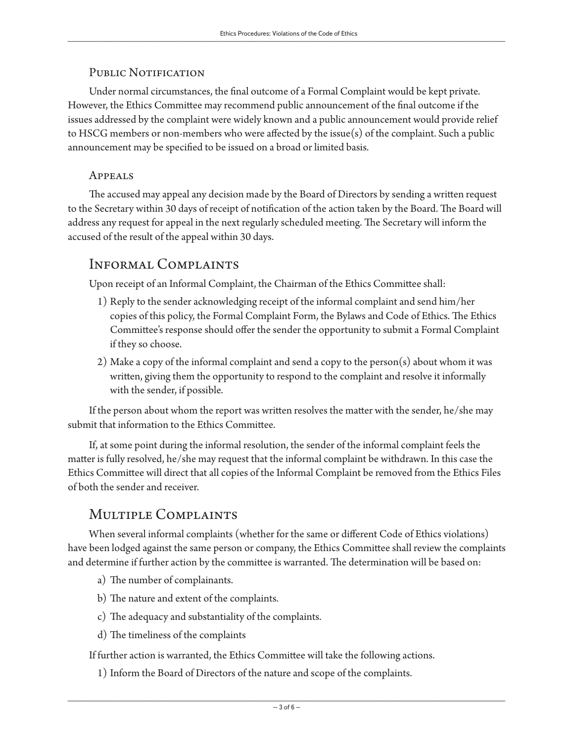### Public Notification

Under normal circumstances, the final outcome of a Formal Complaint would be kept private. However, the Ethics Committee may recommend public announcement of the final outcome if the issues addressed by the complaint were widely known and a public announcement would provide relief to HSCG members or non-members who were affected by the issue(s) of the complaint. Such a public announcement may be specified to be issued on a broad or limited basis.

### Appeals

The accused may appeal any decision made by the Board of Directors by sending a written request to the Secretary within 30 days of receipt of notification of the action taken by the Board. The Board will address any request for appeal in the next regularly scheduled meeting. The Secretary will inform the accused of the result of the appeal within 30 days.

## Informal Complaints

Upon receipt of an Informal Complaint, the Chairman of the Ethics Committee shall:

1) Reply to the sender acknowledging receipt of the informal complaint and send him/her copies of this policy, the Formal Complaint Form, the Bylaws and Code of Ethics. The Ethics Committee's response should offer the sender the opportunity to submit a Formal Complaint if they so choose.
2) Make a copy of the informal complaint and send a copy to the person(s) about whom it was written, giving them the opportunity to respond to the complaint and resolve it informally with the sender, if possible.

If the person about whom the report was written resolves the matter with the sender, he/she may submit that information to the Ethics Committee.

If, at some point during the informal resolution, the sender of the informal complaint feels the matter is fully resolved, he/she may request that the informal complaint be withdrawn. In this case the Ethics Committee will direct that all copies of the Informal Complaint be removed from the Ethics Files of both the sender and receiver.

## Multiple Complaints

When several informal complaints (whether for the same or different Code of Ethics violations) have been lodged against the same person or company, the Ethics Committee shall review the complaints and determine if further action by the committee is warranted. The determination will be based on:

a) The number of complainants.
b) The nature and extent of the complaints.
c) The adequacy and substantiality of the complaints.
d) The timeliness of the complaints

If further action is warranted, the Ethics Committee will take the following actions.

1) Inform the Board of Directors of the nature and scope of the complaints.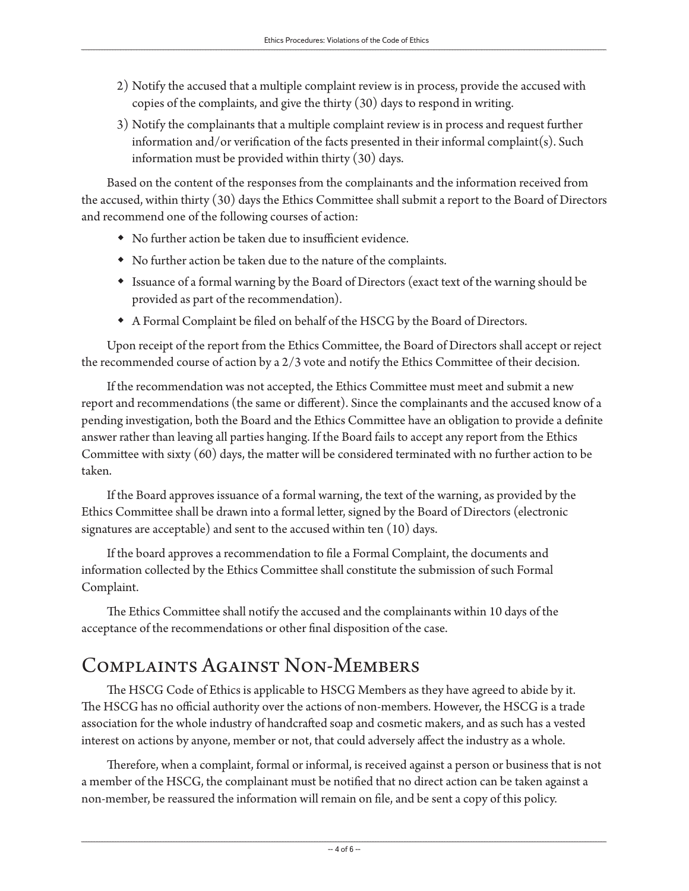2) Notify the accused that a multiple complaint review is in process, provide the accused with copies of the complaints, and give the thirty (30) days to respond in writing.
3) Notify the complainants that a multiple complaint review is in process and request further information and/or verification of the facts presented in their informal complaint(s). Such information must be provided within thirty (30) days.

Based on the content of the responses from the complainants and the information received from the accused, within thirty (30) days the Ethics Committee shall submit a report to the Board of Directors and recommend one of the following courses of action:

- No further action be taken due to insufficient evidence.
- No further action be taken due to the nature of the complaints.
- Issuance of a formal warning by the Board of Directors (exact text of the warning should be provided as part of the recommendation).
- A Formal Complaint be filed on behalf of the HSCG by the Board of Directors.

Upon receipt of the report from the Ethics Committee, the Board of Directors shall accept or reject the recommended course of action by a 2/3 vote and notify the Ethics Committee of their decision.

If the recommendation was not accepted, the Ethics Committee must meet and submit a new report and recommendations (the same or different). Since the complainants and the accused know of a pending investigation, both the Board and the Ethics Committee have an obligation to provide a definite answer rather than leaving all parties hanging. If the Board fails to accept any report from the Ethics Committee with sixty (60) days, the matter will be considered terminated with no further action to be taken.

If the Board approves issuance of a formal warning, the text of the warning, as provided by the Ethics Committee shall be drawn into a formal letter, signed by the Board of Directors (electronic signatures are acceptable) and sent to the accused within ten (10) days.

If the board approves a recommendation to file a Formal Complaint, the documents and information collected by the Ethics Committee shall constitute the submission of such Formal Complaint.

The Ethics Committee shall notify the accused and the complainants within 10 days of the acceptance of the recommendations or other final disposition of the case.

## Complaints Against Non-Members

The HSCG Code of Ethics is applicable to HSCG Members as they have agreed to abide by it. The HSCG has no official authority over the actions of non-members. However, the HSCG is a trade association for the whole industry of handcrafted soap and cosmetic makers, and as such has a vested interest on actions by anyone, member or not, that could adversely affect the industry as a whole.

Therefore, when a complaint, formal or informal, is received against a person or business that is not a member of the HSCG, the complainant must be notified that no direct action can be taken against a non-member, be reassured the information will remain on file, and be sent a copy of this policy.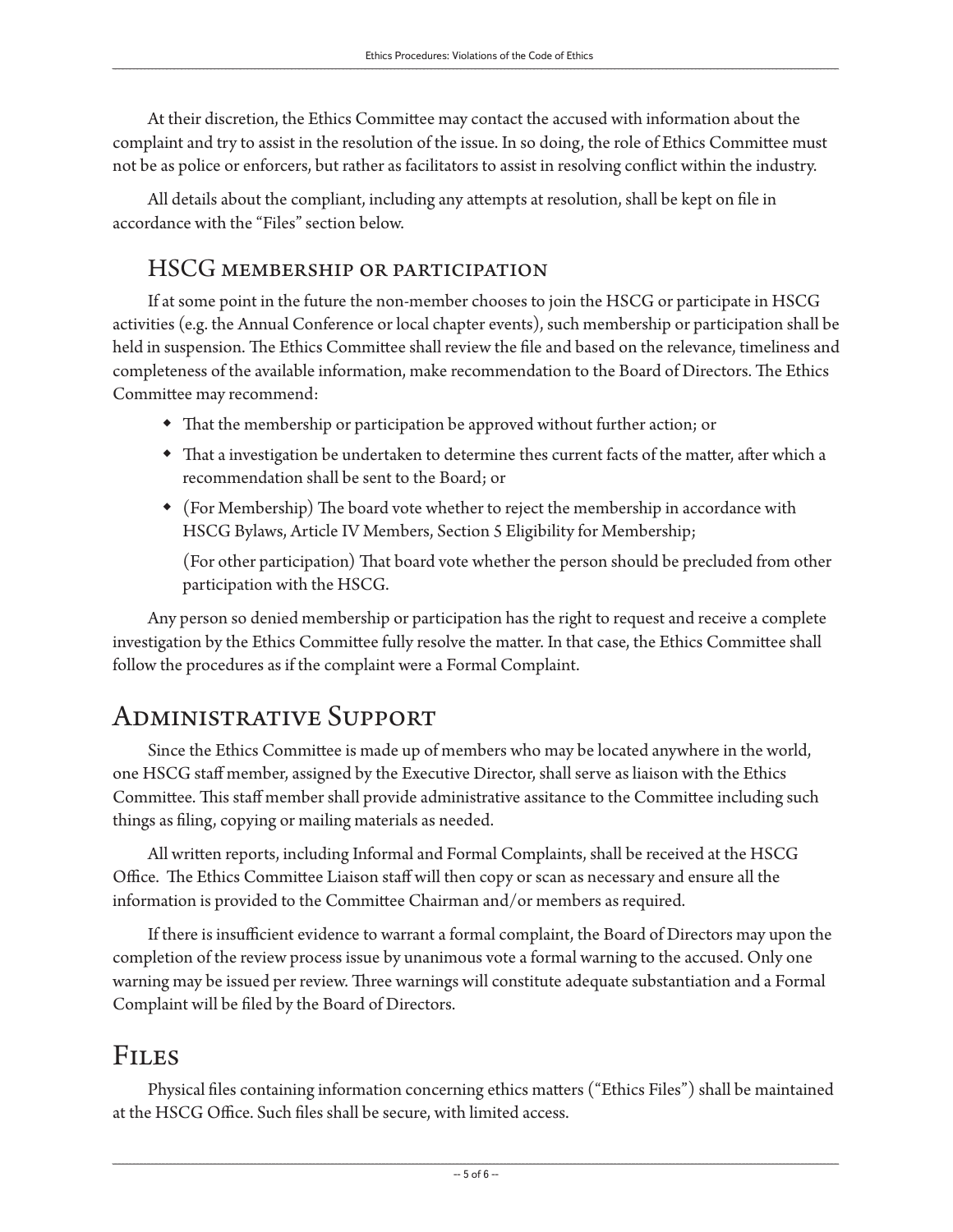At their discretion, the Ethics Committee may contact the accused with information about the complaint and try to assist in the resolution of the issue. In so doing, the role of Ethics Committee must not be as police or enforcers, but rather as facilitators to assist in resolving conflict within the industry.

All details about the compliant, including any attempts at resolution, shall be kept on file in accordance with the "Files" section below.

### HSCG membership or participation

If at some point in the future the non-member chooses to join the HSCG or participate in HSCG activities (e.g. the Annual Conference or local chapter events), such membership or participation shall be held in suspension. The Ethics Committee shall review the file and based on the relevance, timeliness and completeness of the available information, make recommendation to the Board of Directors. The Ethics Committee may recommend:

- That the membership or participation be approved without further action; or
- That a investigation be undertaken to determine thes current facts of the matter, after which a recommendation shall be sent to the Board; or
- (For Membership) The board vote whether to reject the membership in accordance with HSCG Bylaws, Article IV Members, Section 5 Eligibility for Membership;

  (For other participation) That board vote whether the person should be precluded from other participation with the HSCG.

Any person so denied membership or participation has the right to request and receive a complete investigation by the Ethics Committee fully resolve the matter. In that case, the Ethics Committee shall follow the procedures as if the complaint were a Formal Complaint.

## Administrative Support

Since the Ethics Committee is made up of members who may be located anywhere in the world, one HSCG staff member, assigned by the Executive Director, shall serve as liaison with the Ethics Committee. This staff member shall provide administrative assitance to the Committee including such things as filing, copying or mailing materials as needed.

All written reports, including Informal and Formal Complaints, shall be received at the HSCG Office. The Ethics Committee Liaison staff will then copy or scan as necessary and ensure all the information is provided to the Committee Chairman and/or members as required.

If there is insufficient evidence to warrant a formal complaint, the Board of Directors may upon the completion of the review process issue by unanimous vote a formal warning to the accused. Only one warning may be issued per review. Three warnings will constitute adequate substantiation and a Formal Complaint will be filed by the Board of Directors.

## Files

Physical files containing information concerning ethics matters ("Ethics Files") shall be maintained at the HSCG Office. Such files shall be secure, with limited access.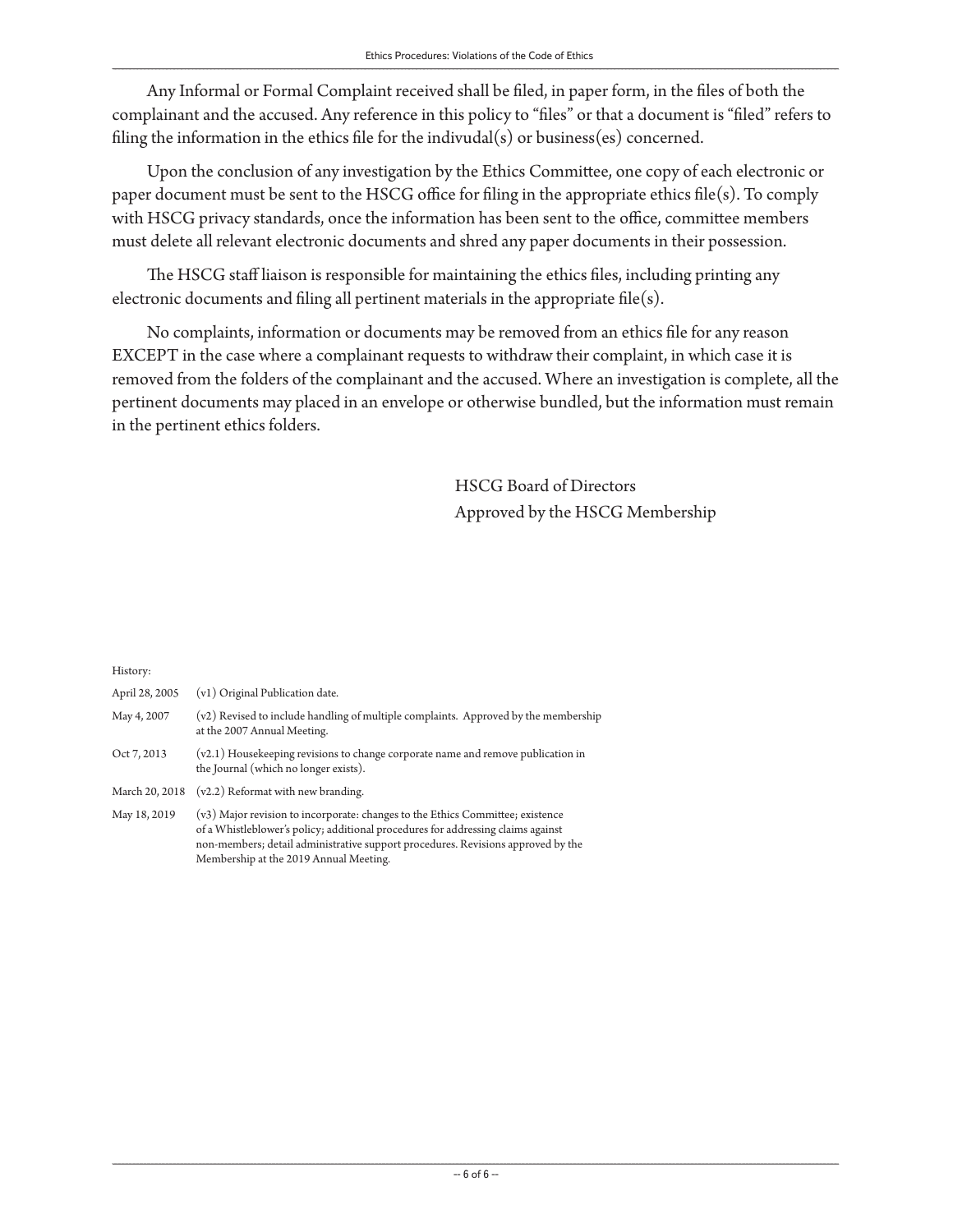Any Informal or Formal Complaint received shall be filed, in paper form, in the files of both the complainant and the accused. Any reference in this policy to "files" or that a document is "filed" refers to filing the information in the ethics file for the indivudal(s) or business(es) concerned.

Upon the conclusion of any investigation by the Ethics Committee, one copy of each electronic or paper document must be sent to the HSCG office for filing in the appropriate ethics file(s). To comply with HSCG privacy standards, once the information has been sent to the office, committee members must delete all relevant electronic documents and shred any paper documents in their possession.

The HSCG staff liaison is responsible for maintaining the ethics files, including printing any electronic documents and filing all pertinent materials in the appropriate file(s).

No complaints, information or documents may be removed from an ethics file for any reason EXCEPT in the case where a complainant requests to withdraw their complaint, in which case it is removed from the folders of the complainant and the accused. Where an investigation is complete, all the pertinent documents may placed in an envelope or otherwise bundled, but the information must remain in the pertinent ethics folders.

HSCG Board of Directors
Approved by the HSCG Membership

History:

| | |
|---|---|
| April 28, 2005 | (v1) Original Publication date. |
| May 4, 2007 | (v2) Revised to include handling of multiple complaints. Approved by the membership at the 2007 Annual Meeting. |
| Oct 7, 2013 | (v2.1) Housekeeping revisions to change corporate name and remove publication in the Journal (which no longer exists). |
| March 20, 2018 | (v2.2) Reformat with new branding. |
| May 18, 2019 | (v3) Major revision to incorporate: changes to the Ethics Committee; existence of a Whistleblower's policy; additional procedures for addressing claims against non-members; detail administrative support procedures. Revisions approved by the Membership at the 2019 Annual Meeting. |